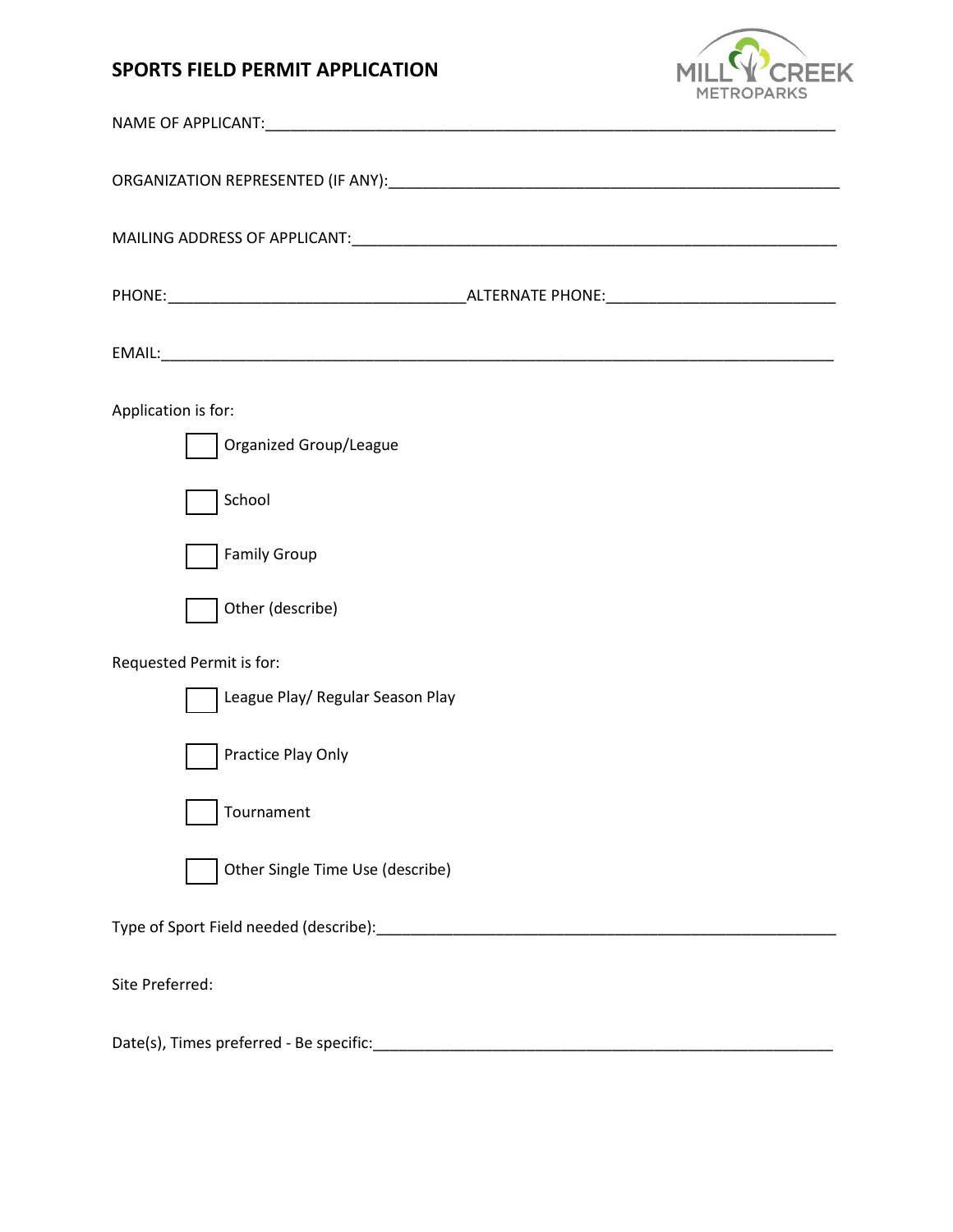# SPORTS FIELD PERMIT APPLICATION

NAME OF APPLICANT:_______________________________________________________________________

ORGANIZATION REPRESENTED (IF ANY):_______________________________________________________

MAILING ADDRESS OF APPLICANT:___________________________________________________________

PHONE:___________________________________ALTERNATE PHONE:__________________________

EMAIL:_________________________________________________________________________________

Application is for:

- ☐ Organized Group/League
- ☐ School
- ☐ Family Group
- ☐ Other (describe)

Requested Permit is for:

- ☐ League Play/ Regular Season Play
- ☐ Practice Play Only
- ☐ Tournament
- ☐ Other Single Time Use (describe)

Type of Sport Field needed (describe):_____________________________________________________

Site Preferred:

Date(s), Times preferred - Be specific:____________________________________________________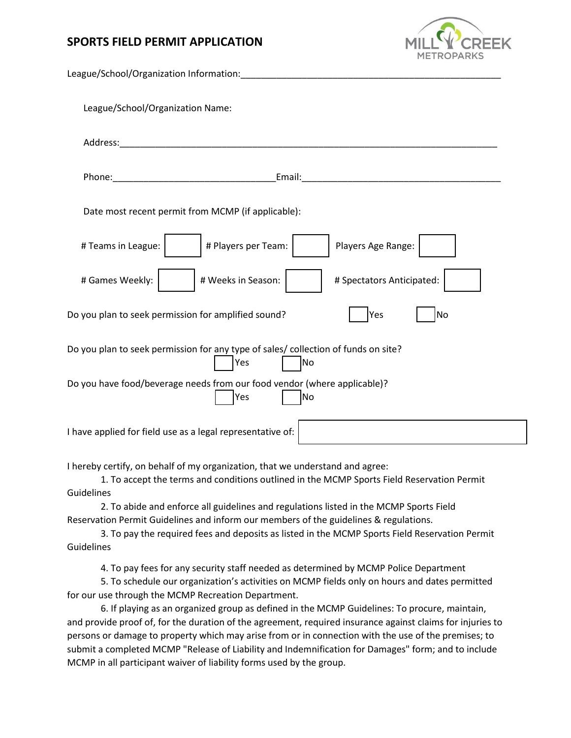# SPORTS FIELD PERMIT APPLICATION

League/School/Organization Information:\_\_\_\_\_\_\_\_\_\_\_\_\_\_\_\_\_\_\_\_\_\_\_\_\_\_\_\_\_\_\_\_\_\_\_\_\_\_\_\_\_\_\_\_\_\_\_\_\_\_

League/School/Organization Name:

Address:\_\_\_\_\_\_\_\_\_\_\_\_\_\_\_\_\_\_\_\_\_\_\_\_\_\_\_\_\_\_\_\_\_\_\_\_\_\_\_\_\_\_\_\_\_\_\_\_\_\_\_\_\_\_\_\_\_\_\_\_\_\_\_\_\_\_\_\_\_\_\_\_\_\_

Phone:\_\_\_\_\_\_\_\_\_\_\_\_\_\_\_\_\_\_\_\_\_\_\_\_\_\_\_\_\_\_\_Email:\_\_\_\_\_\_\_\_\_\_\_\_\_\_\_\_\_\_\_\_\_\_\_\_\_\_\_\_\_\_\_\_\_\_\_\_\_\_

Date most recent permit from MCMP (if applicable):

# Teams in League: ☐ # Players per Team: ☐ Players Age Range: ☐

# Games Weekly: ☐ # Weeks in Season: ☐ # Spectators Anticipated: ☐

Do you plan to seek permission for amplified sound? ☐ Yes ☐ No

Do you plan to seek permission for any type of sales/ collection of funds on site? ☐ Yes ☐ No

Do you have food/beverage needs from our food vendor (where applicable)? ☐ Yes ☐ No

I have applied for field use as a legal representative of: ☐

I hereby certify, on behalf of my organization, that we understand and agree:

1. To accept the terms and conditions outlined in the MCMP Sports Field Reservation Permit Guidelines
2. To abide and enforce all guidelines and regulations listed in the MCMP Sports Field Reservation Permit Guidelines and inform our members of the guidelines & regulations.
3. To pay the required fees and deposits as listed in the MCMP Sports Field Reservation Permit Guidelines
4. To pay fees for any security staff needed as determined by MCMP Police Department
5. To schedule our organization's activities on MCMP fields only on hours and dates permitted for our use through the MCMP Recreation Department.
6. If playing as an organized group as defined in the MCMP Guidelines: To procure, maintain, and provide proof of, for the duration of the agreement, required insurance against claims for injuries to persons or damage to property which may arise from or in connection with the use of the premises; to submit a completed MCMP "Release of Liability and Indemnification for Damages" form; and to include MCMP in all participant waiver of liability forms used by the group.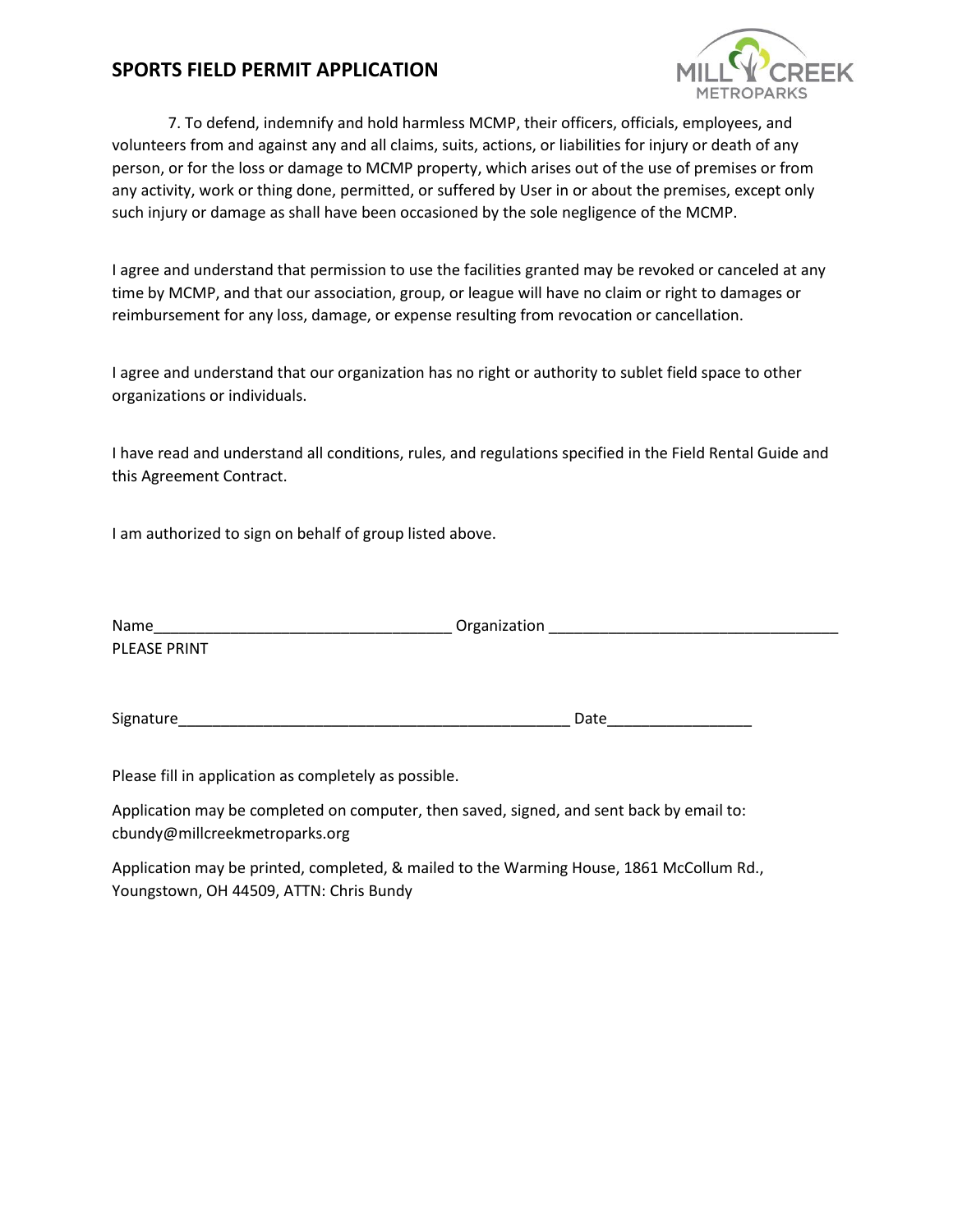# SPORTS FIELD PERMIT APPLICATION

7. To defend, indemnify and hold harmless MCMP, their officers, officials, employees, and volunteers from and against any and all claims, suits, actions, or liabilities for injury or death of any person, or for the loss or damage to MCMP property, which arises out of the use of premises or from any activity, work or thing done, permitted, or suffered by User in or about the premises, except only such injury or damage as shall have been occasioned by the sole negligence of the MCMP.

I agree and understand that permission to use the facilities granted may be revoked or canceled at any time by MCMP, and that our association, group, or league will have no claim or right to damages or reimbursement for any loss, damage, or expense resulting from revocation or cancellation.

I agree and understand that our organization has no right or authority to sublet field space to other organizations or individuals.

I have read and understand all conditions, rules, and regulations specified in the Field Rental Guide and this Agreement Contract.

I am authorized to sign on behalf of group listed above.

Name___________________________________ Organization ___________________________________
PLEASE PRINT

Signature_______________________________________________ Date_________________

Please fill in application as completely as possible.

Application may be completed on computer, then saved, signed, and sent back by email to: cbundy@millcreekmetroparks.org

Application may be printed, completed, & mailed to the Warming House, 1861 McCollum Rd., Youngstown, OH 44509, ATTN: Chris Bundy